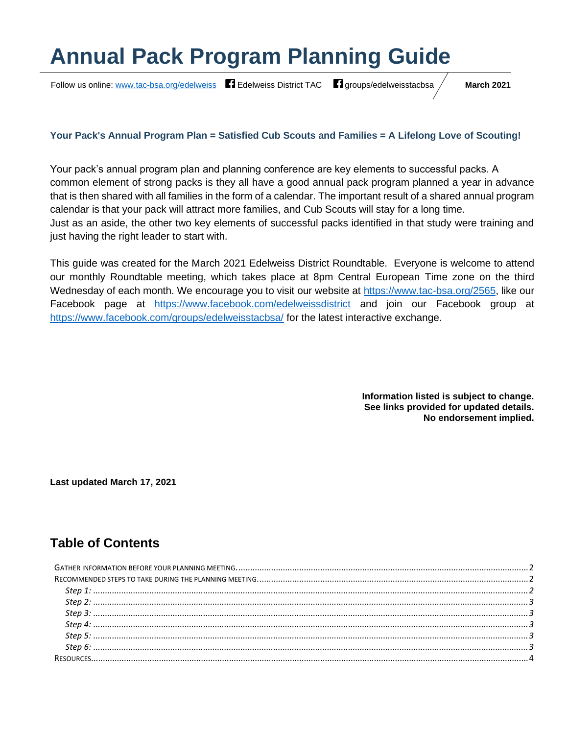# Annual Pack Program Planning Guide

Follow us online: [www.tac-bsa.org/edelweiss](www.tac-bsa.org/edelweiss) Edelweiss District TAC groups/edelweisstacbsa **March 2021**

**Your Pack's Annual Program Plan = Satisfied Cub Scouts and Families = A Lifelong Love of Scouting!**

Your pack's annual program plan and planning conference are key elements to successful packs. A common element of strong packs is they all have a good annual pack program planned a year in advance that is then shared with all families in the form of a calendar. The important result of a shared annual program calendar is that your pack will attract more families, and Cub Scouts will stay for a long time.
Just as an aside, the other two key elements of successful packs identified in that study were training and just having the right leader to start with.

This guide was created for the March 2021 Edelweiss District Roundtable. Everyone is welcome to attend our monthly Roundtable meeting, which takes place at 8pm Central European Time zone on the third Wednesday of each month. We encourage you to visit our website at [https://www.tac-bsa.org/2565](https://www.tac-bsa.org/2565), like our Facebook page at [https://www.facebook.com/edelweissdistrict](https://www.facebook.com/edelweissdistrict) and join our Facebook group at [https://www.facebook.com/groups/edelweisstacbsa/](https://www.facebook.com/groups/edelweisstacbsa/) for the latest interactive exchange.

**Information listed is subject to change.**
**See links provided for updated details.**
**No endorsement implied.**

**Last updated March 17, 2021**

## Table of Contents

- Gather information before your planning meeting. .......... 2
- Recommended steps to take during the planning meeting. .......... 2
  - *Step 1:* .......... 2
  - *Step 2:* .......... 3
  - *Step 3:* .......... 3
  - *Step 4:* .......... 3
  - *Step 5:* .......... 3
  - *Step 6:* .......... 3
- Resources .......... 4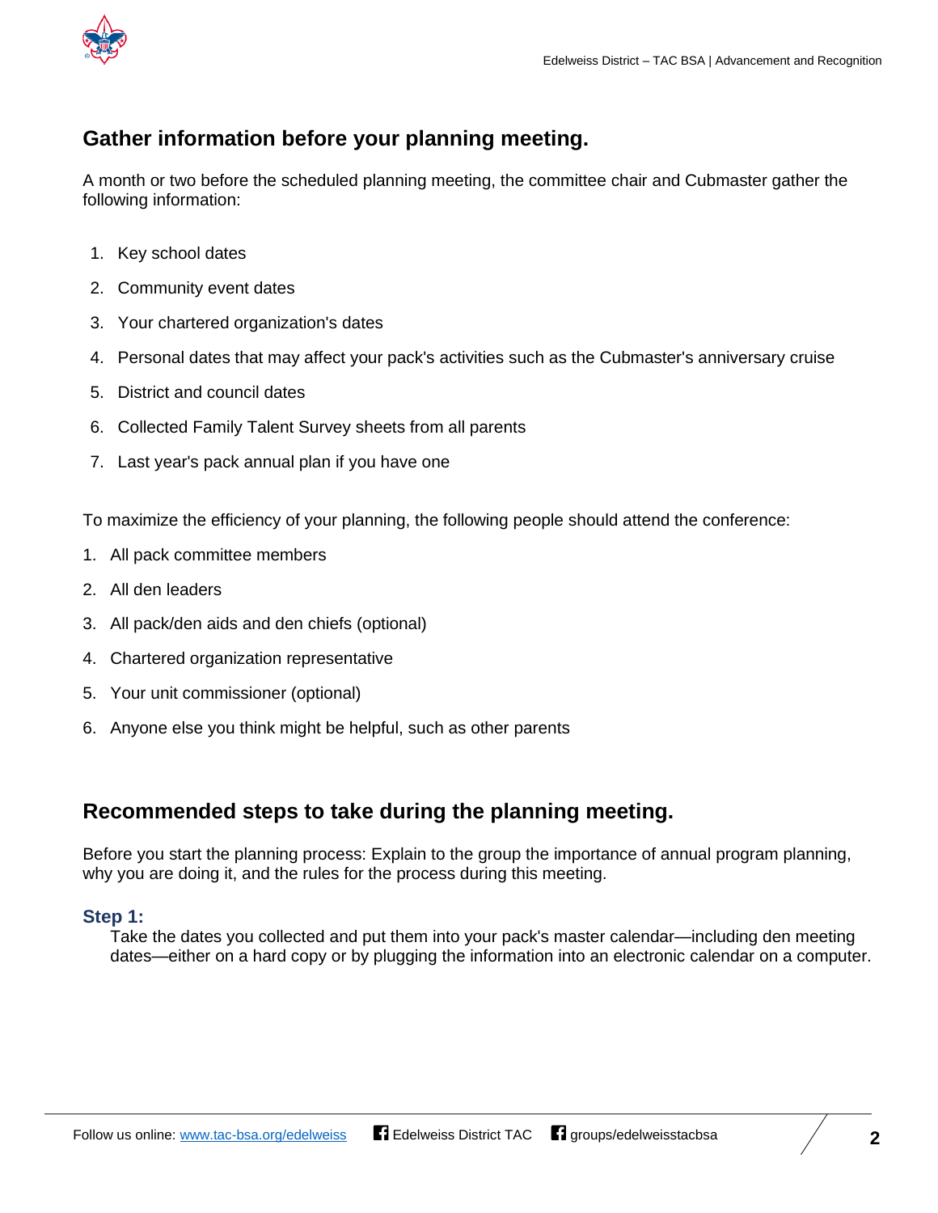## Gather information before your planning meeting.

A month or two before the scheduled planning meeting, the committee chair and Cubmaster gather the following information:

1. Key school dates
2. Community event dates
3. Your chartered organization's dates
4. Personal dates that may affect your pack's activities such as the Cubmaster's anniversary cruise
5. District and council dates
6. Collected Family Talent Survey sheets from all parents
7. Last year's pack annual plan if you have one

To maximize the efficiency of your planning, the following people should attend the conference:

1. All pack committee members
2. All den leaders
3. All pack/den aids and den chiefs (optional)
4. Chartered organization representative
5. Your unit commissioner (optional)
6. Anyone else you think might be helpful, such as other parents

## Recommended steps to take during the planning meeting.

Before you start the planning process: Explain to the group the importance of annual program planning, why you are doing it, and the rules for the process during this meeting.

### Step 1:

Take the dates you collected and put them into your pack's master calendar—including den meeting dates—either on a hard copy or by plugging the information into an electronic calendar on a computer.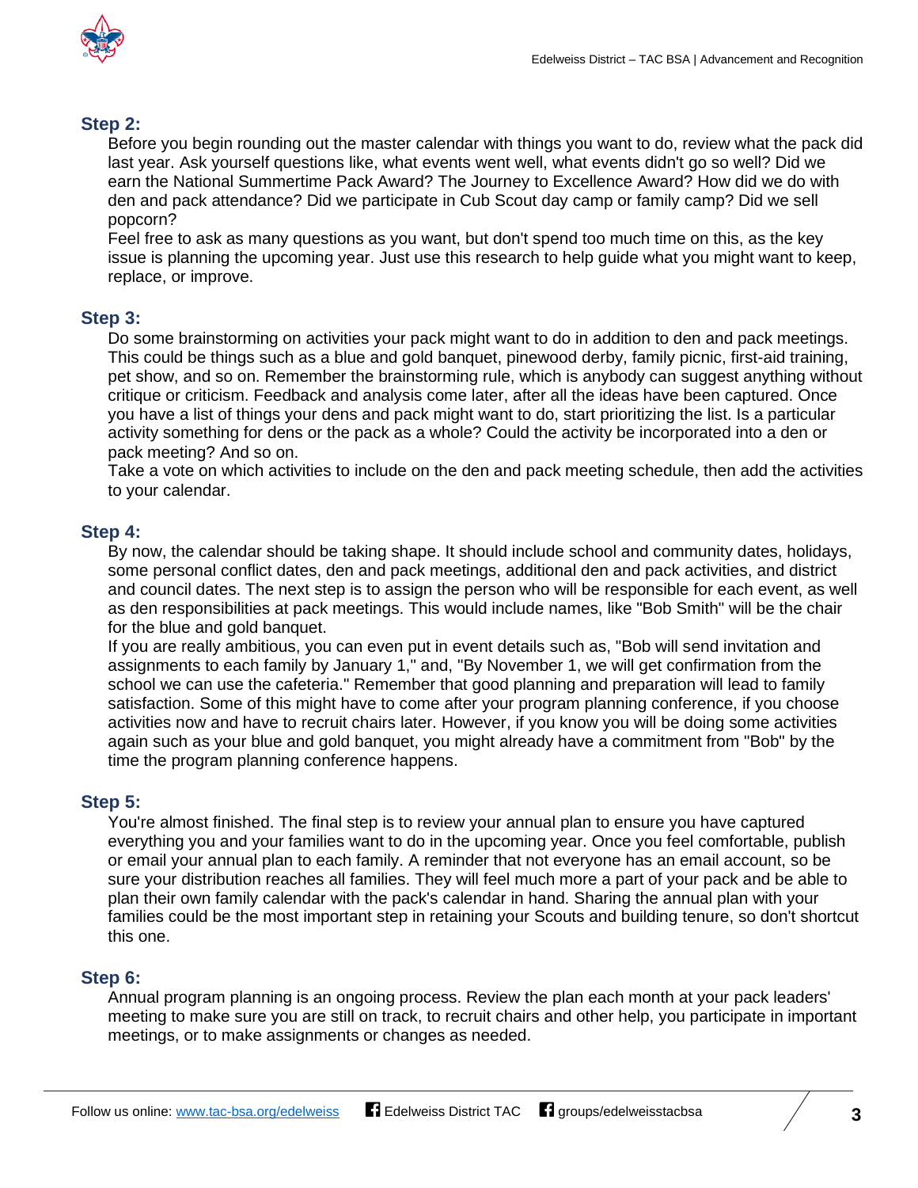### Step 2:

Before you begin rounding out the master calendar with things you want to do, review what the pack did last year. Ask yourself questions like, what events went well, what events didn't go so well? Did we earn the National Summertime Pack Award? The Journey to Excellence Award? How did we do with den and pack attendance? Did we participate in Cub Scout day camp or family camp? Did we sell popcorn?

Feel free to ask as many questions as you want, but don't spend too much time on this, as the key issue is planning the upcoming year. Just use this research to help guide what you might want to keep, replace, or improve.

### Step 3:

Do some brainstorming on activities your pack might want to do in addition to den and pack meetings. This could be things such as a blue and gold banquet, pinewood derby, family picnic, first-aid training, pet show, and so on. Remember the brainstorming rule, which is anybody can suggest anything without critique or criticism. Feedback and analysis come later, after all the ideas have been captured. Once you have a list of things your dens and pack might want to do, start prioritizing the list. Is a particular activity something for dens or the pack as a whole? Could the activity be incorporated into a den or pack meeting? And so on.

Take a vote on which activities to include on the den and pack meeting schedule, then add the activities to your calendar.

### Step 4:

By now, the calendar should be taking shape. It should include school and community dates, holidays, some personal conflict dates, den and pack meetings, additional den and pack activities, and district and council dates. The next step is to assign the person who will be responsible for each event, as well as den responsibilities at pack meetings. This would include names, like "Bob Smith" will be the chair for the blue and gold banquet.

If you are really ambitious, you can even put in event details such as, "Bob will send invitation and assignments to each family by January 1," and, "By November 1, we will get confirmation from the school we can use the cafeteria." Remember that good planning and preparation will lead to family satisfaction. Some of this might have to come after your program planning conference, if you choose activities now and have to recruit chairs later. However, if you know you will be doing some activities again such as your blue and gold banquet, you might already have a commitment from "Bob" by the time the program planning conference happens.

### Step 5:

You're almost finished. The final step is to review your annual plan to ensure you have captured everything you and your families want to do in the upcoming year. Once you feel comfortable, publish or email your annual plan to each family. A reminder that not everyone has an email account, so be sure your distribution reaches all families. They will feel much more a part of your pack and be able to plan their own family calendar with the pack's calendar in hand. Sharing the annual plan with your families could be the most important step in retaining your Scouts and building tenure, so don't shortcut this one.

### Step 6:

Annual program planning is an ongoing process. Review the plan each month at your pack leaders' meeting to make sure you are still on track, to recruit chairs and other help, you participate in important meetings, or to make assignments or changes as needed.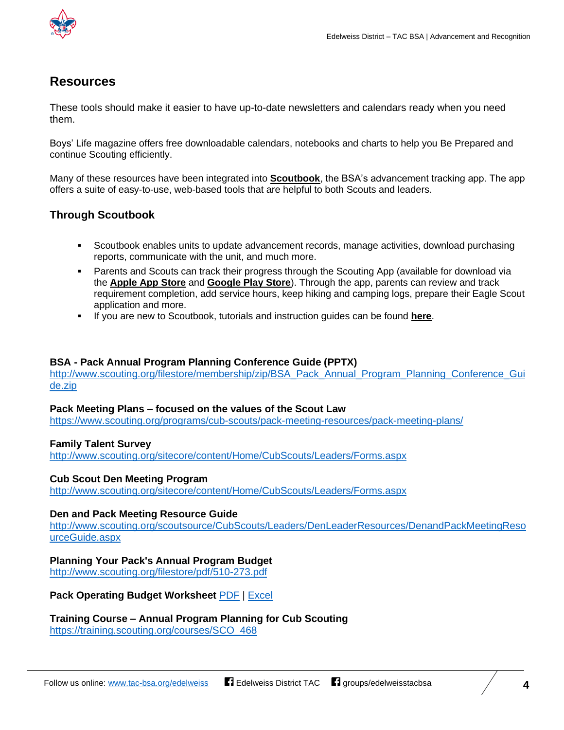## Resources

These tools should make it easier to have up-to-date newsletters and calendars ready when you need them.

Boys' Life magazine offers free downloadable calendars, notebooks and charts to help you Be Prepared and continue Scouting efficiently.

Many of these resources have been integrated into **Scoutbook**, the BSA's advancement tracking app. The app offers a suite of easy-to-use, web-based tools that are helpful to both Scouts and leaders.

### Through Scoutbook

- Scoutbook enables units to update advancement records, manage activities, download purchasing reports, communicate with the unit, and much more.
- Parents and Scouts can track their progress through the Scouting App (available for download via the **Apple App Store** and **Google Play Store**). Through the app, parents can review and track requirement completion, add service hours, keep hiking and camping logs, prepare their Eagle Scout application and more.
- If you are new to Scoutbook, tutorials and instruction guides can be found **here**.

**BSA - Pack Annual Program Planning Conference Guide (PPTX)**
http://www.scouting.org/filestore/membership/zip/BSA_Pack_Annual_Program_Planning_Conference_Guide.zip

**Pack Meeting Plans – focused on the values of the Scout Law**
https://www.scouting.org/programs/cub-scouts/pack-meeting-resources/pack-meeting-plans/

**Family Talent Survey**
http://www.scouting.org/sitecore/content/Home/CubScouts/Leaders/Forms.aspx

**Cub Scout Den Meeting Program**
http://www.scouting.org/sitecore/content/Home/CubScouts/Leaders/Forms.aspx

**Den and Pack Meeting Resource Guide**
http://www.scouting.org/scoutsource/CubScouts/Leaders/DenLeaderResources/DenandPackMeetingResourceGuide.aspx

**Planning Your Pack's Annual Program Budget**
http://www.scouting.org/filestore/pdf/510-273.pdf

**Pack Operating Budget Worksheet** PDF | Excel

**Training Course – Annual Program Planning for Cub Scouting**
https://training.scouting.org/courses/SCO_468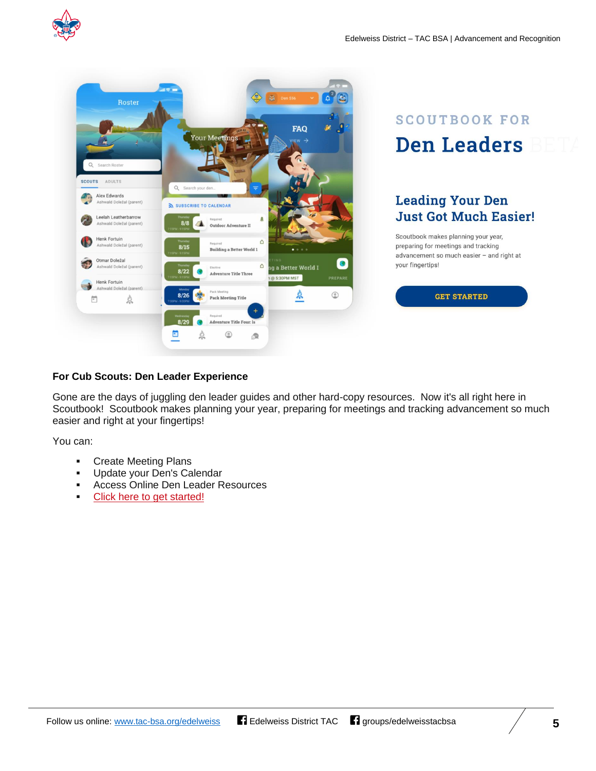SCOUTBOOK FOR

# Den Leaders

## Leading Your Den Just Got Much Easier!

Scoutbook makes planning your year, preparing for meetings and tracking advancement so much easier – and right at your fingertips!

GET STARTED

**For Cub Scouts: Den Leader Experience**

Gone are the days of juggling den leader guides and other hard-copy resources. Now it's all right here in Scoutbook! Scoutbook makes planning your year, preparing for meetings and tracking advancement so much easier and right at your fingertips!

You can:

- Create Meeting Plans
- Update your Den's Calendar
- Access Online Den Leader Resources
- Click here to get started!